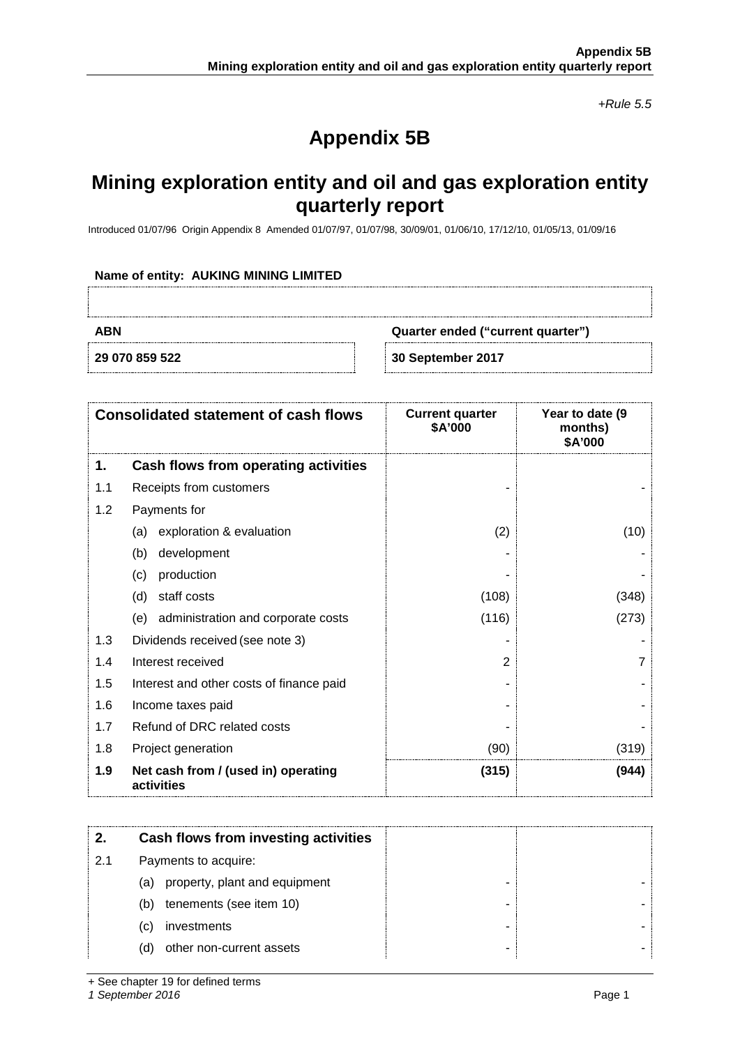*+Rule 5.5*

# Appendix 5B

## Mining exploration entity and oil and gas exploration entity quarterly report

Introduced 01/07/96 Origin Appendix 8 Amended 01/07/97, 01/07/98, 30/09/01, 01/06/10, 17/12/10, 01/05/13, 01/09/16

**Name of entity: AUKING MINING LIMITED**

| ABN | Quarter ended ("current quarter") |
|---|---|
| 29 070 859 522 | 30 September 2017 |

| | Consolidated statement of cash flows | Current quarter $A'000 | Year to date (9 months) $A'000 |
|---|---|---|---|
| **1.** | **Cash flows from operating activities** | | |
| 1.1 | Receipts from customers | - | - |
| 1.2 | Payments for | | |
| | (a) exploration & evaluation | (2) | (10) |
| | (b) development | - | - |
| | (c) production | - | - |
| | (d) staff costs | (108) | (348) |
| | (e) administration and corporate costs | (116) | (273) |
| 1.3 | Dividends received (see note 3) | - | - |
| 1.4 | Interest received | 2 | 7 |
| 1.5 | Interest and other costs of finance paid | - | - |
| 1.6 | Income taxes paid | - | - |
| 1.7 | Refund of DRC related costs | - | - |
| 1.8 | Project generation | (90) | (319) |
| **1.9** | **Net cash from / (used in) operating activities** | **(315)** | **(944)** |

| | | | |
|---|---|---|---|
| **2.** | **Cash flows from investing activities** | | |
| 2.1 | Payments to acquire: | | |
| | (a) property, plant and equipment | - | - |
| | (b) tenements (see item 10) | - | - |
| | (c) investments | - | - |
| | (d) other non-current assets | - | - |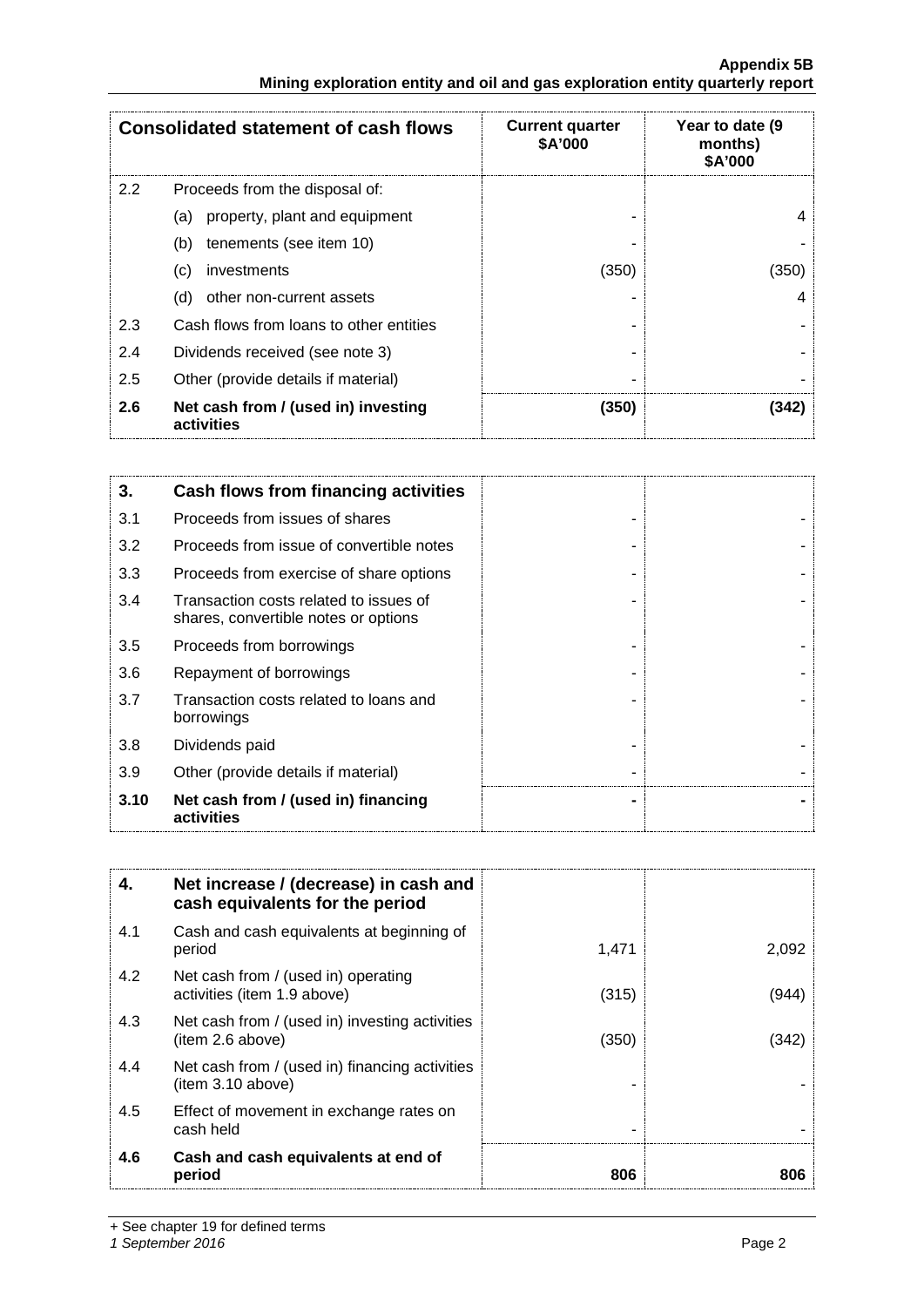| Consolidated statement of cash flows | | Current quarter $A'000 | Year to date (9 months) $A'000 |
|---|---|---|---|
| 2.2 | Proceeds from the disposal of: | | |
| | (a) property, plant and equipment | - | 4 |
| | (b) tenements (see item 10) | - | - |
| | (c) investments | (350) | (350) |
| | (d) other non-current assets | - | 4 |
| 2.3 | Cash flows from loans to other entities | - | - |
| 2.4 | Dividends received (see note 3) | - | - |
| 2.5 | Other (provide details if material) | - | - |
| **2.6** | **Net cash from / (used in) investing activities** | **(350)** | **(342)** |

| **3.** | **Cash flows from financing activities** | | |
|---|---|---|---|
| 3.1 | Proceeds from issues of shares | - | - |
| 3.2 | Proceeds from issue of convertible notes | - | - |
| 3.3 | Proceeds from exercise of share options | - | - |
| 3.4 | Transaction costs related to issues of shares, convertible notes or options | - | - |
| 3.5 | Proceeds from borrowings | - | - |
| 3.6 | Repayment of borrowings | - | - |
| 3.7 | Transaction costs related to loans and borrowings | - | - |
| 3.8 | Dividends paid | - | - |
| 3.9 | Other (provide details if material) | - | - |
| **3.10** | **Net cash from / (used in) financing activities** | **-** | **-** |

| **4.** | **Net increase / (decrease) in cash and cash equivalents for the period** | | |
|---|---|---|---|
| 4.1 | Cash and cash equivalents at beginning of period | 1,471 | 2,092 |
| 4.2 | Net cash from / (used in) operating activities (item 1.9 above) | (315) | (944) |
| 4.3 | Net cash from / (used in) investing activities (item 2.6 above) | (350) | (342) |
| 4.4 | Net cash from / (used in) financing activities (item 3.10 above) | - | - |
| 4.5 | Effect of movement in exchange rates on cash held | - | - |
| **4.6** | **Cash and cash equivalents at end of period** | **806** | **806** |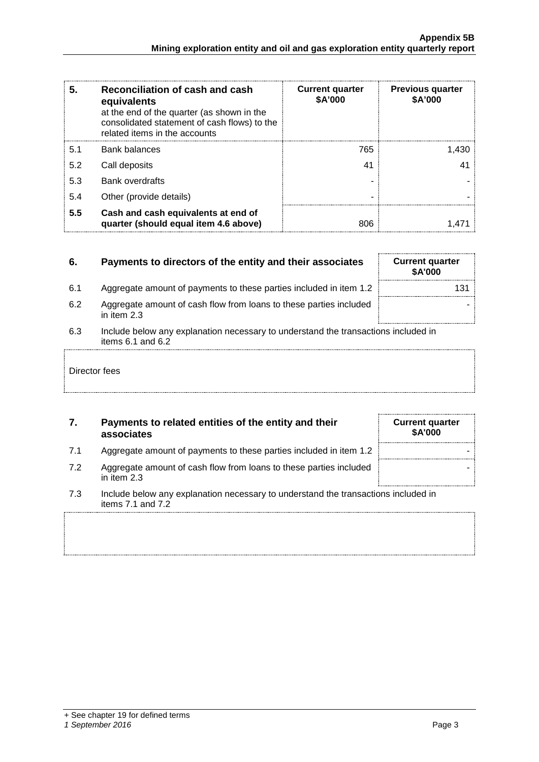| 5. | Reconciliation of cash and cash equivalents at the end of the quarter (as shown in the consolidated statement of cash flows) to the related items in the accounts | Current quarter $A'000 | Previous quarter $A'000 |
|---|---|---|---|
| 5.1 | Bank balances | 765 | 1,430 |
| 5.2 | Call deposits | 41 | 41 |
| 5.3 | Bank overdrafts | - | - |
| 5.4 | Other (provide details) | - | - |
| **5.5** | **Cash and cash equivalents at end of quarter (should equal item 4.6 above)** | 806 | 1,471 |

| 6. | Payments to directors of the entity and their associates | Current quarter $A'000 |
|---|---|---|
| 6.1 | Aggregate amount of payments to these parties included in item 1.2 | 131 |
| 6.2 | Aggregate amount of cash flow from loans to these parties included in item 2.3 | - |

6.3 Include below any explanation necessary to understand the transactions included in items 6.1 and 6.2

Director fees

| 7. | Payments to related entities of the entity and their associates | Current quarter $A'000 |
|---|---|---|
| 7.1 | Aggregate amount of payments to these parties included in item 1.2 | - |
| 7.2 | Aggregate amount of cash flow from loans to these parties included in item 2.3 | - |

7.3 Include below any explanation necessary to understand the transactions included in items 7.1 and 7.2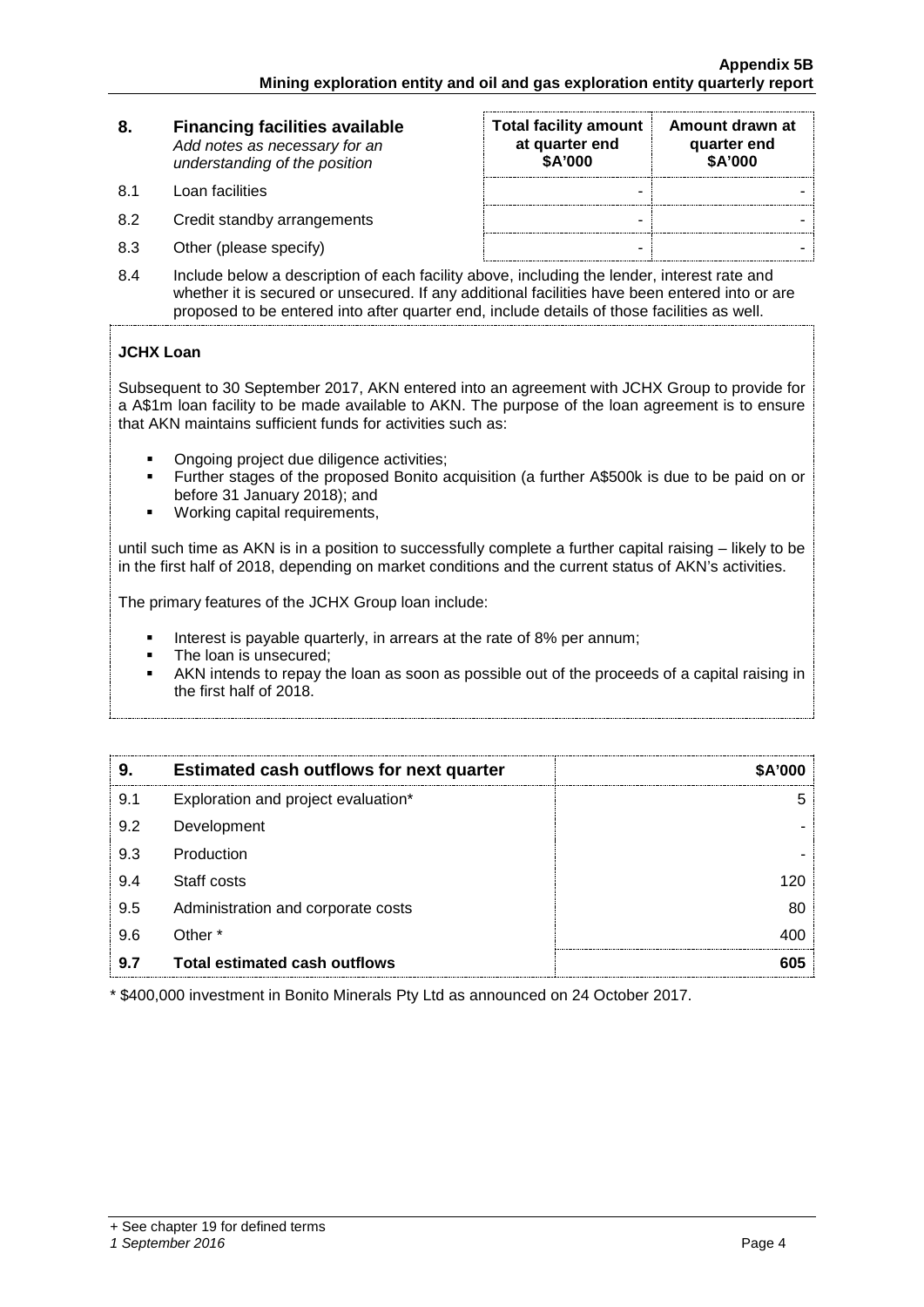| 8. | **Financing facilities available** *Add notes as necessary for an understanding of the position* | **Total facility amount at quarter end $A'000** | **Amount drawn at quarter end $A'000** |
|---|---|---|---|
| 8.1 | Loan facilities | - | - |
| 8.2 | Credit standby arrangements | - | - |
| 8.3 | Other (please specify) | - | - |

8.4 Include below a description of each facility above, including the lender, interest rate and whether it is secured or unsecured. If any additional facilities have been entered into or are proposed to be entered into after quarter end, include details of those facilities as well.

**JCHX Loan**

Subsequent to 30 September 2017, AKN entered into an agreement with JCHX Group to provide for a A$1m loan facility to be made available to AKN. The purpose of the loan agreement is to ensure that AKN maintains sufficient funds for activities such as:

- Ongoing project due diligence activities;
- Further stages of the proposed Bonito acquisition (a further A$500k is due to be paid on or before 31 January 2018); and
- Working capital requirements,

until such time as AKN is in a position to successfully complete a further capital raising – likely to be in the first half of 2018, depending on market conditions and the current status of AKN's activities.

The primary features of the JCHX Group loan include:

- Interest is payable quarterly, in arrears at the rate of 8% per annum;
- The loan is unsecured;
- AKN intends to repay the loan as soon as possible out of the proceeds of a capital raising in the first half of 2018.

| 9. | **Estimated cash outflows for next quarter** | **$A'000** |
|---|---|---|
| 9.1 | Exploration and project evaluation* | 5 |
| 9.2 | Development | - |
| 9.3 | Production | - |
| 9.4 | Staff costs | 120 |
| 9.5 | Administration and corporate costs | 80 |
| 9.6 | Other * | 400 |
| **9.7** | **Total estimated cash outflows** | **605** |

* $400,000 investment in Bonito Minerals Pty Ltd as announced on 24 October 2017.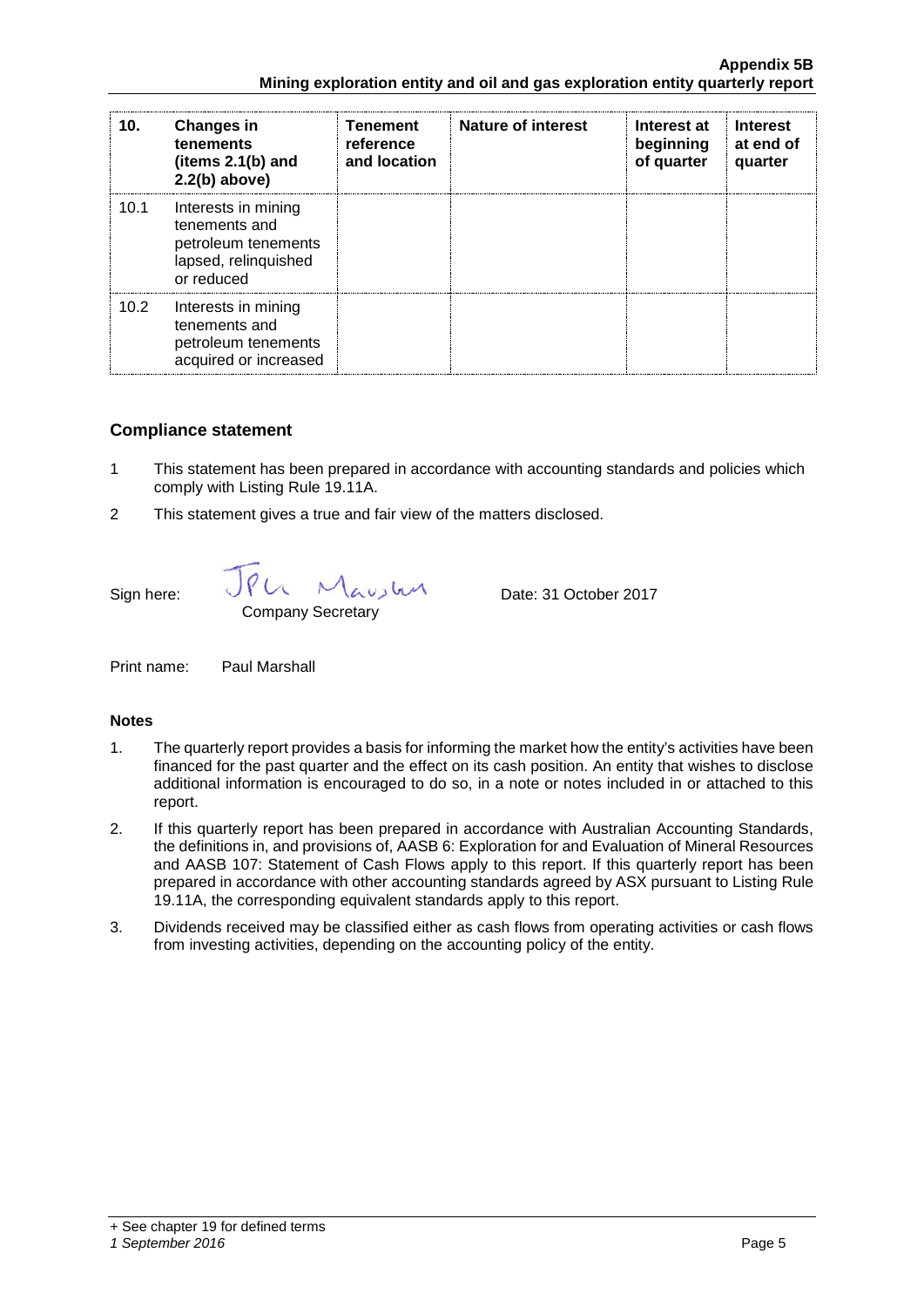| 10. | Changes in tenements (items 2.1(b) and 2.2(b) above) | Tenement reference and location | Nature of interest | Interest at beginning of quarter | Interest at end of quarter |
|---|---|---|---|---|---|
| 10.1 | Interests in mining tenements and petroleum tenements lapsed, relinquished or reduced | | | | |
| 10.2 | Interests in mining tenements and petroleum tenements acquired or increased | | | | |

## Compliance statement

1 This statement has been prepared in accordance with accounting standards and policies which comply with Listing Rule 19.11A.

2 This statement gives a true and fair view of the matters disclosed.

Sign here: ............................................ Date: 31 October 2017
Company Secretary

Print name: Paul Marshall

## Notes

1. The quarterly report provides a basis for informing the market how the entity's activities have been financed for the past quarter and the effect on its cash position. An entity that wishes to disclose additional information is encouraged to do so, in a note or notes included in or attached to this report.
2. If this quarterly report has been prepared in accordance with Australian Accounting Standards, the definitions in, and provisions of, AASB 6: Exploration for and Evaluation of Mineral Resources and AASB 107: Statement of Cash Flows apply to this report. If this quarterly report has been prepared in accordance with other accounting standards agreed by ASX pursuant to Listing Rule 19.11A, the corresponding equivalent standards apply to this report.
3. Dividends received may be classified either as cash flows from operating activities or cash flows from investing activities, depending on the accounting policy of the entity.